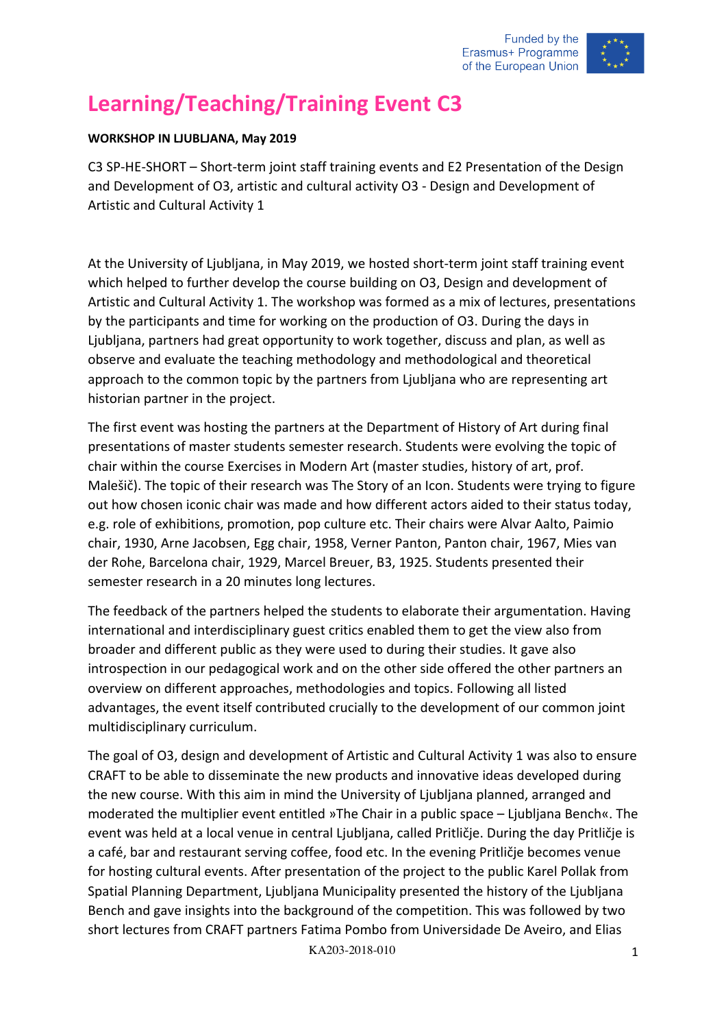# Learning/Teaching/Training Event C3

**WORKSHOP IN LJUBLJANA, May 2019**

C3 SP-HE-SHORT – Short-term joint staff training events and E2 Presentation of the Design and Development of O3, artistic and cultural activity O3 - Design and Development of Artistic and Cultural Activity 1

At the University of Ljubljana, in May 2019, we hosted short-term joint staff training event which helped to further develop the course building on O3, Design and development of Artistic and Cultural Activity 1. The workshop was formed as a mix of lectures, presentations by the participants and time for working on the production of O3. During the days in Ljubljana, partners had great opportunity to work together, discuss and plan, as well as observe and evaluate the teaching methodology and methodological and theoretical approach to the common topic by the partners from Ljubljana who are representing art historian partner in the project.

The first event was hosting the partners at the Department of History of Art during final presentations of master students semester research. Students were evolving the topic of chair within the course Exercises in Modern Art (master studies, history of art, prof. Malešič). The topic of their research was The Story of an Icon. Students were trying to figure out how chosen iconic chair was made and how different actors aided to their status today, e.g. role of exhibitions, promotion, pop culture etc. Their chairs were Alvar Aalto, Paimio chair, 1930, Arne Jacobsen, Egg chair, 1958, Verner Panton, Panton chair, 1967, Mies van der Rohe, Barcelona chair, 1929, Marcel Breuer, B3, 1925. Students presented their semester research in a 20 minutes long lectures.

The feedback of the partners helped the students to elaborate their argumentation. Having international and interdisciplinary guest critics enabled them to get the view also from broader and different public as they were used to during their studies. It gave also introspection in our pedagogical work and on the other side offered the other partners an overview on different approaches, methodologies and topics. Following all listed advantages, the event itself contributed crucially to the development of our common joint multidisciplinary curriculum.

The goal of O3, design and development of Artistic and Cultural Activity 1 was also to ensure CRAFT to be able to disseminate the new products and innovative ideas developed during the new course. With this aim in mind the University of Ljubljana planned, arranged and moderated the multiplier event entitled »The Chair in a public space – Ljubljana Bench«. The event was held at a local venue in central Ljubljana, called Pritličje. During the day Pritličje is a café, bar and restaurant serving coffee, food etc. In the evening Pritličje becomes venue for hosting cultural events. After presentation of the project to the public Karel Pollak from Spatial Planning Department, Ljubljana Municipality presented the history of the Ljubljana Bench and gave insights into the background of the competition. This was followed by two short lectures from CRAFT partners Fatima Pombo from Universidade De Aveiro, and Elias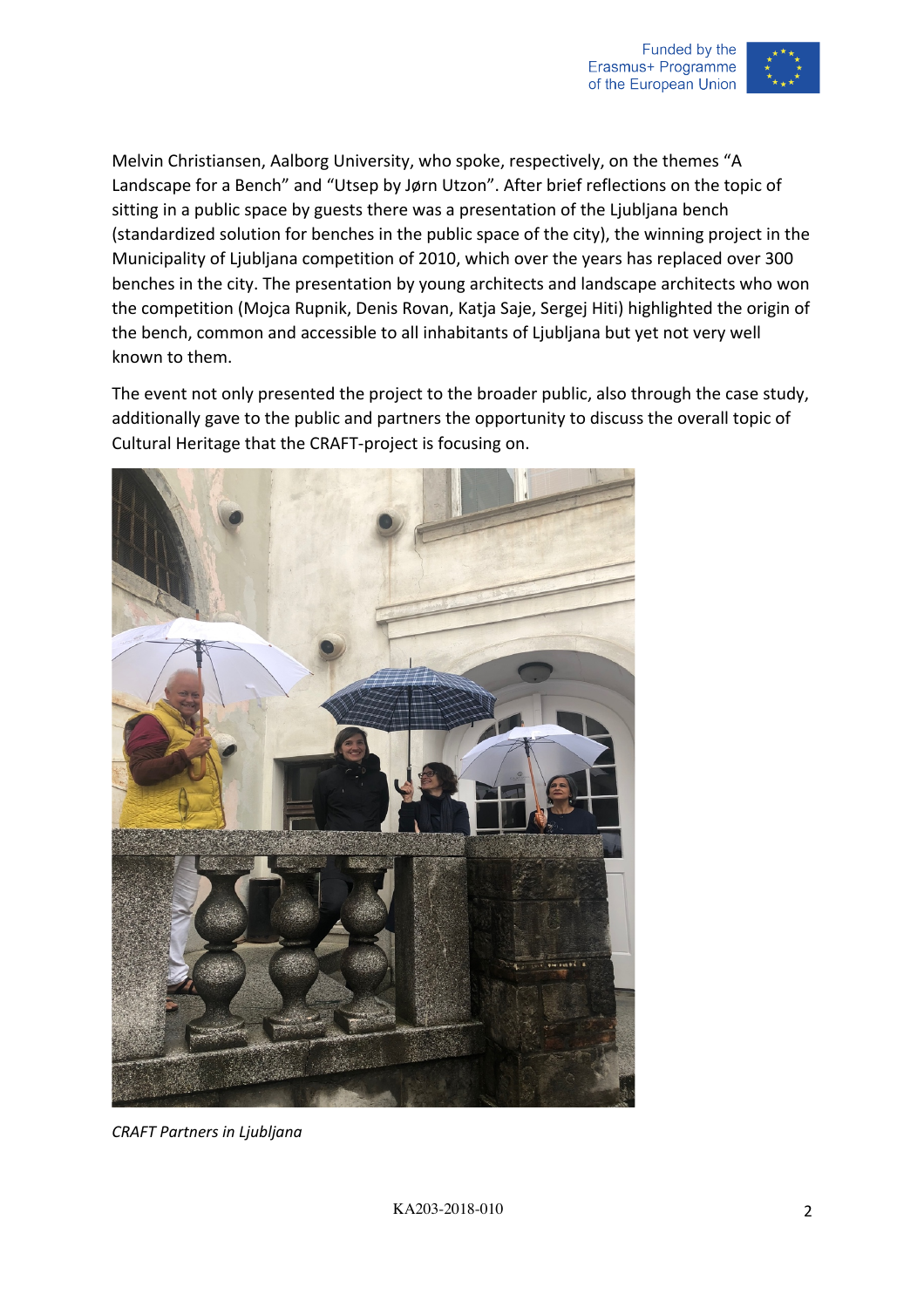Melvin Christiansen, Aalborg University, who spoke, respectively, on the themes "A Landscape for a Bench" and "Utsep by Jørn Utzon". After brief reflections on the topic of sitting in a public space by guests there was a presentation of the Ljubljana bench (standardized solution for benches in the public space of the city), the winning project in the Municipality of Ljubljana competition of 2010, which over the years has replaced over 300 benches in the city. The presentation by young architects and landscape architects who won the competition (Mojca Rupnik, Denis Rovan, Katja Saje, Sergej Hiti) highlighted the origin of the bench, common and accessible to all inhabitants of Ljubljana but yet not very well known to them.

The event not only presented the project to the broader public, also through the case study, additionally gave to the public and partners the opportunity to discuss the overall topic of Cultural Heritage that the CRAFT-project is focusing on.

*CRAFT Partners in Ljubljana*

KA203-2018-010